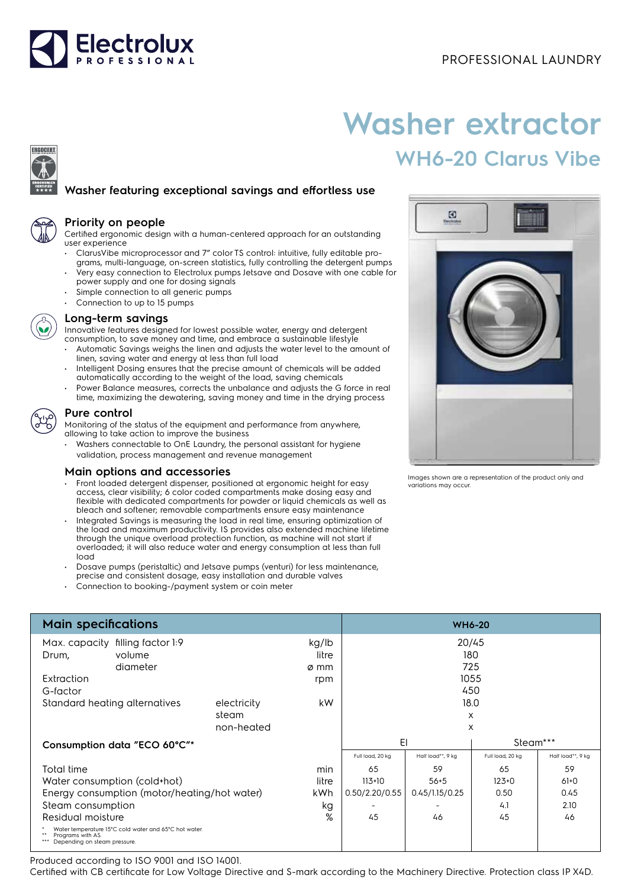Electrolux PROFESSIONAL

PROFESSIONAL LAUNDRY

# Washer extractor

## WH6-20 Clarus Vibe

### Washer featuring exceptional savings and effortless use

### Priority on people

Certified ergonomic design with a human-centered approach for an outstanding user experience

- ClarusVibe microprocessor and 7" color TS control: intuitive, fully editable programs, multi-language, on-screen statistics, fully controlling the detergent pumps
- Very easy connection to Electrolux pumps Jetsave and Dosave with one cable for power supply and one for dosing signals
- Simple connection to all generic pumps
- Connection to up to 15 pumps

### Long-term savings

Innovative features designed for lowest possible water, energy and detergent consumption, to save money and time, and embrace a sustainable lifestyle

- Automatic Savings weighs the linen and adjusts the water level to the amount of linen, saving water and energy at less than full load
- Intelligent Dosing ensures that the precise amount of chemicals will be added automatically according to the weight of the load, saving chemicals
- Power Balance measures, corrects the unbalance and adjusts the G force in real time, maximizing the dewatering, saving money and time in the drying process

### Pure control

Monitoring of the status of the equipment and performance from anywhere, allowing to take action to improve the business

- Washers connectable to OnE Laundry, the personal assistant for hygiene validation, process management and revenue management

### Main options and accessories

- Front loaded detergent dispenser, positioned at ergonomic height for easy access, clear visibility; 6 color coded compartments make dosing easy and flexible with dedicated compartments for powder or liquid chemicals as well as bleach and softener; removable compartments ensure easy maintenance
- Integrated Savings is measuring the load in real time, ensuring optimization of the load and maximum productivity. IS provides also extended machine lifetime through the unique overload protection function, as machine will not start if overloaded; it will also reduce water and energy consumption at less than full load
- Dosave pumps (peristaltic) and Jetsave pumps (venturi) for less maintenance, precise and consistent dosage, easy installation and durable valves
- Connection to booking-/payment system or coin meter

Images shown are a representation of the product only and variations may occur.

| Main specifications | | | | WH6-20 | | | |
|---|---|---|---|---|---|---|---|
| Max. capacity | filling factor 1:9 | | kg/lb | 20/45 | | | |
| Drum, | volume | | litre | 180 | | | |
| | diameter | | ø mm | 725 | | | |
| Extraction | | | rpm | 1055 | | | |
| G-factor | | | | 450 | | | |
| Standard heating alternatives | | electricity | kW | 18.0 | | | |
| | | steam | | x | | | |
| | | non-heated | | x | | | |
| **Consumption data "ECO 60°C"*** | | | | El | | Steam*** | |
| | | | | Full load, 20 kg | Half load**, 9 kg | Full load, 20 kg | Half load**, 9 kg |
| Total time | | | min | 65 | 59 | 65 | 59 |
| Water consumption (cold+hot) | | | litre | 113+10 | 56+5 | 123+0 | 61+0 |
| Energy consumption (motor/heating/hot water) | | | kWh | 0.50/2.20/0.55 | 0.45/1.15/0.25 | 0.50 | 0.45 |
| Steam consumption | | | kg | - | - | 4.1 | 2.10 |
| Residual moisture | | | % | 45 | 46 | 45 | 46 |

\* Water temperature 15°C cold water and 65°C hot water.
\*\* Programs with AS.
\*\*\* Depending on steam pressure.

Produced according to ISO 9001 and ISO 14001.
Certified with CB certificate for Low Voltage Directive and S-mark according to the Machinery Directive. Protection class IP X4D.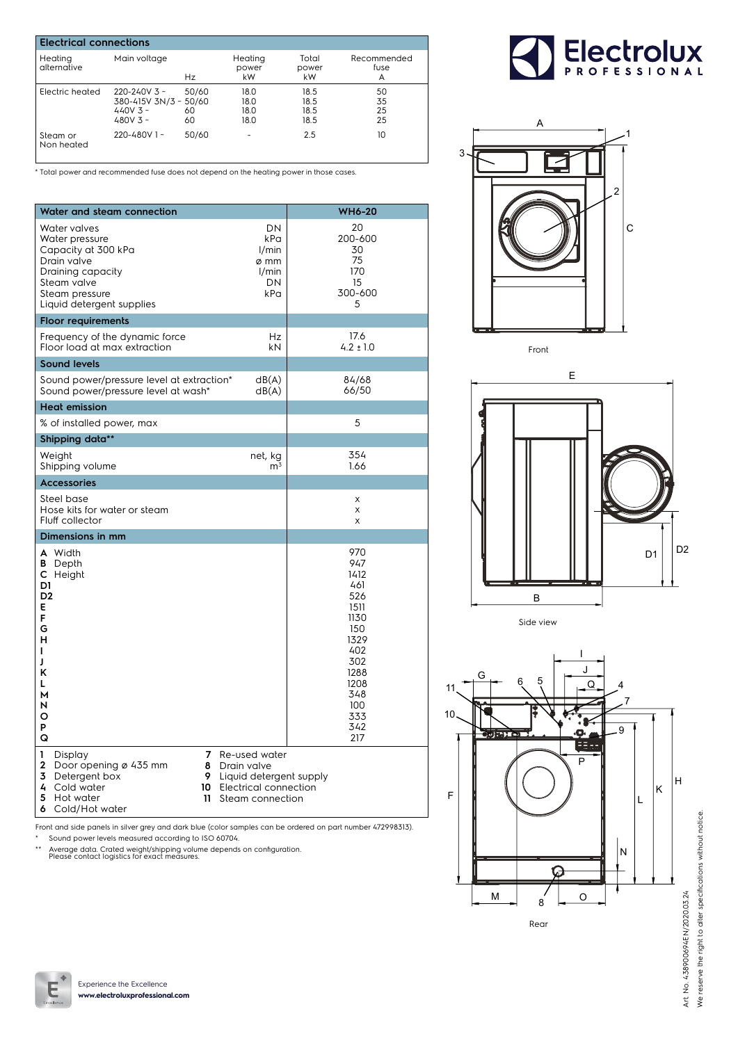Electrolux PROFESSIONAL

| Electrical connections | | | | | |
|---|---|---|---|---|---|
| Heating alternative | Main voltage | Hz | Heating power kW | Total power kW | Recommended fuse A |
| Electric heated | 220-240V 3 ~<br>380-415V 3N/3 ~<br>440V 3 ~<br>480V 3 ~ | 50/60<br>50/60<br>60<br>60 | 18.0<br>18.0<br>18.0<br>18.0 | 18.5<br>18.5<br>18.5<br>18.5 | 50<br>35<br>25<br>25 |
| Steam or Non heated | 220-480V 1 ~ | 50/60 | - | 2.5 | 10 |

\* Total power and recommended fuse does not depend on the heating power in those cases.

| Water and steam connection | | WH6-20 |
|---|---|---|
| Water valves | DN | 20 |
| Water pressure | kPa | 200-600 |
| Capacity at 300 kPa | l/min | 30 |
| Drain valve | ø mm | 75 |
| Draining capacity | l/min | 170 |
| Steam valve | DN | 15 |
| Steam pressure | kPa | 300-600 |
| Liquid detergent supplies | | 5 |
| **Floor requirements** | | |
| Frequency of the dynamic force | Hz | 17.6 |
| Floor load at max extraction | kN | 4.2 ± 1.0 |
| **Sound levels** | | |
| Sound power/pressure level at extraction* | dB(A) | 84/68 |
| Sound power/pressure level at wash* | dB(A) | 66/50 |
| **Heat emission** | | |
| % of installed power, max | | 5 |
| **Shipping data**** | | |
| Weight | net, kg | 354 |
| Shipping volume | $m^3$ | 1.66 |
| **Accessories** | | |
| Steel base | | x |
| Hose kits for water or steam | | x |
| Fluff collector | | x |
| **Dimensions in mm** | | |
| **A** Width | | 970 |
| **B** Depth | | 947 |
| **C** Height | | 1412 |
| **D1** | | 461 |
| **D2** | | 526 |
| **E** | | 1511 |
| **F** | | 1130 |
| **G** | | 150 |
| **H** | | 1329 |
| **I** | | 402 |
| **J** | | 302 |
| **K** | | 1288 |
| **L** | | 1208 |
| **M** | | 348 |
| **N** | | 100 |
| **O** | | 333 |
| **P** | | 342 |
| **Q** | | 217 |

1 Display
2 Door opening ø 435 mm
3 Detergent box
4 Cold water
5 Hot water
6 Cold/Hot water
7 Re-used water
8 Drain valve
9 Liquid detergent supply
10 Electrical connection
11 Steam connection

Front and side panels in silver grey and dark blue (color samples can be ordered on part number 472998313).

\* Sound power levels measured according to ISO 60704.

\*\* Average data. Crated weight/shipping volume depends on configuration. Please contact logistics for exact measures.

A
1
2
3
C
Front

E
D1
D2
B
Side view

I
J
G
Q
11
6
5
4
7
10
9
P
F
H
K
L
N
M
8
O
Rear

Experience the Excellence
**www.electroluxprofessional.com**

Art. No. 438900694EN/2020.03.24
We reserve the right to alter specifications without notice.